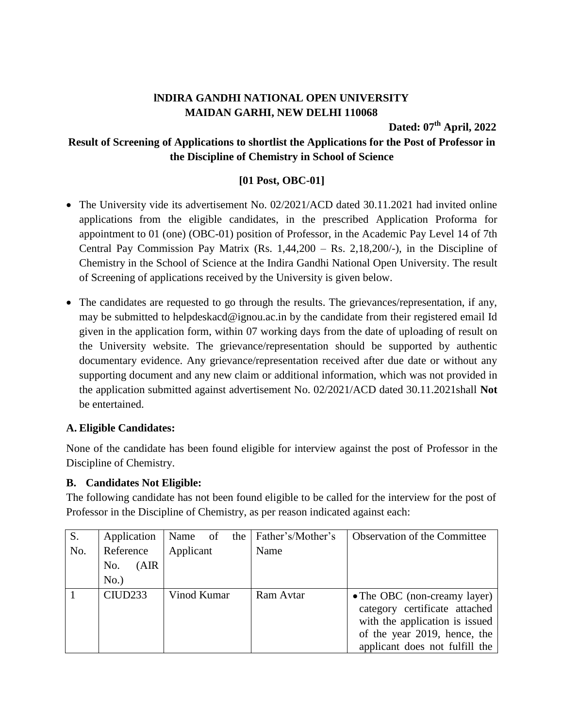# lNDIRA GANDHI NATIONAL OPEN UNIVERSITY
# MAIDAN GARHI, NEW DELHI 110068

**Dated: 07th April, 2022**

## Result of Screening of Applications to shortlist the Applications for the Post of Professor in the Discipline of Chemistry in School of Science

**[01 Post, OBC-01]**

- The University vide its advertisement No. 02/2021/ACD dated 30.11.2021 had invited online applications from the eligible candidates, in the prescribed Application Proforma for appointment to 01 (one) (OBC-01) position of Professor, in the Academic Pay Level 14 of 7th Central Pay Commission Pay Matrix (Rs. 1,44,200 – Rs. 2,18,200/-), in the Discipline of Chemistry in the School of Science at the Indira Gandhi National Open University. The result of Screening of applications received by the University is given below.

- The candidates are requested to go through the results. The grievances/representation, if any, may be submitted to helpdeskacd@ignou.ac.in by the candidate from their registered email Id given in the application form, within 07 working days from the date of uploading of result on the University website. The grievance/representation should be supported by authentic documentary evidence. Any grievance/representation received after due date or without any supporting document and any new claim or additional information, which was not provided in the application submitted against advertisement No. 02/2021/ACD dated 30.11.2021shall **Not** be entertained.

### A. Eligible Candidates:

None of the candidate has been found eligible for interview against the post of Professor in the Discipline of Chemistry.

### B. Candidates Not Eligible:

The following candidate has not been found eligible to be called for the interview for the post of Professor in the Discipline of Chemistry, as per reason indicated against each:

| S. No. | Application Reference No. (AIR No.) | Name of the Applicant | Father's/Mother's Name | Observation of the Committee |
|---|---|---|---|---|
| 1 | CIUD233 | Vinod Kumar | Ram Avtar | • The OBC (non-creamy layer) category certificate attached with the application is issued of the year 2019, hence, the applicant does not fulfill the |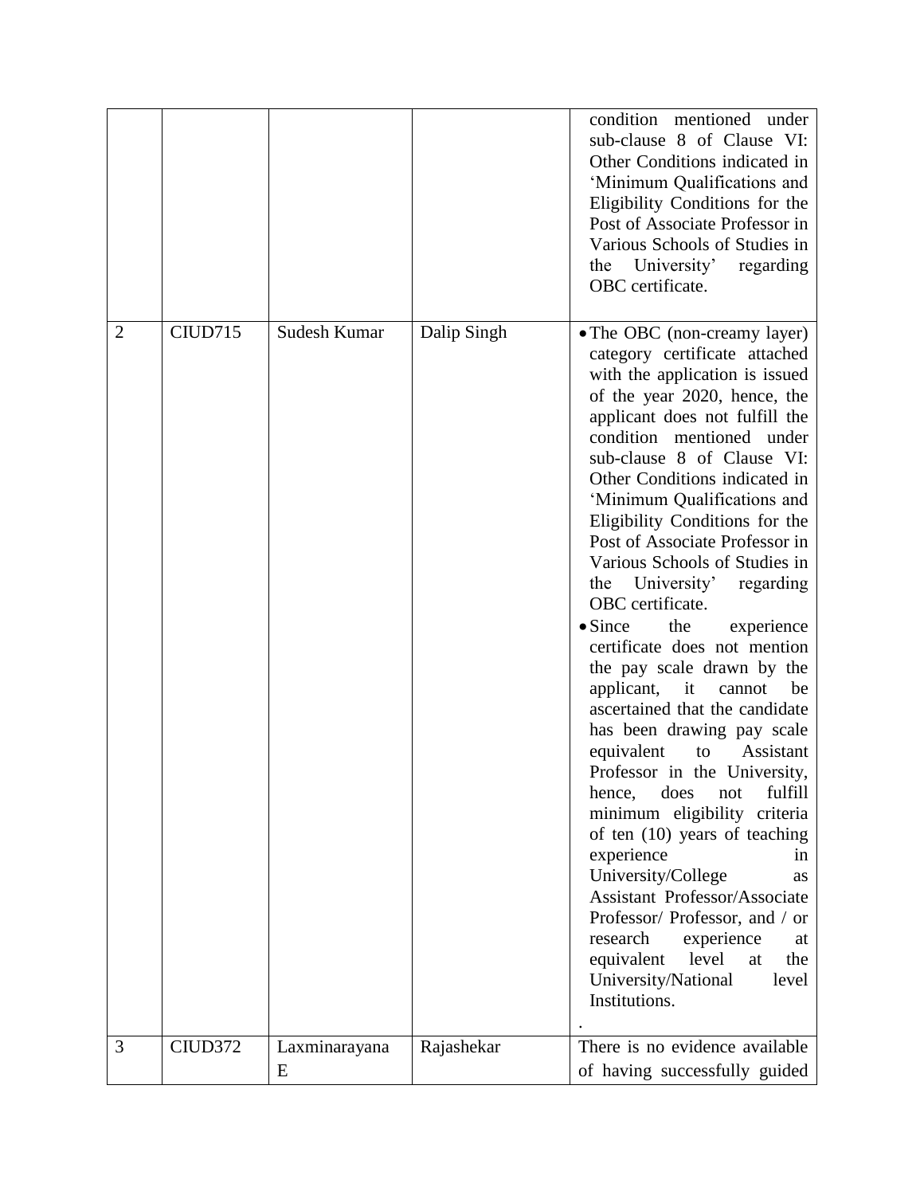| | | | | |
|---|---|---|---|---|
| | | | | condition mentioned under sub-clause 8 of Clause VI: Other Conditions indicated in 'Minimum Qualifications and Eligibility Conditions for the Post of Associate Professor in Various Schools of Studies in the University' regarding OBC certificate. |
| 2 | CIUD715 | Sudesh Kumar | Dalip Singh | • The OBC (non-creamy layer) category certificate attached with the application is issued of the year 2020, hence, the applicant does not fulfill the condition mentioned under sub-clause 8 of Clause VI: Other Conditions indicated in 'Minimum Qualifications and Eligibility Conditions for the Post of Associate Professor in Various Schools of Studies in the University' regarding OBC certificate.<br>• Since the experience certificate does not mention the pay scale drawn by the applicant, it cannot be ascertained that the candidate has been drawing pay scale equivalent to Assistant Professor in the University, hence, does not fulfill minimum eligibility criteria of ten (10) years of teaching experience in University/College as Assistant Professor/Associate Professor/ Professor, and / or research experience at equivalent level at the University/National level Institutions.<br>. |
| 3 | CIUD372 | Laxminarayana E | Rajashekar | There is no evidence available of having successfully guided |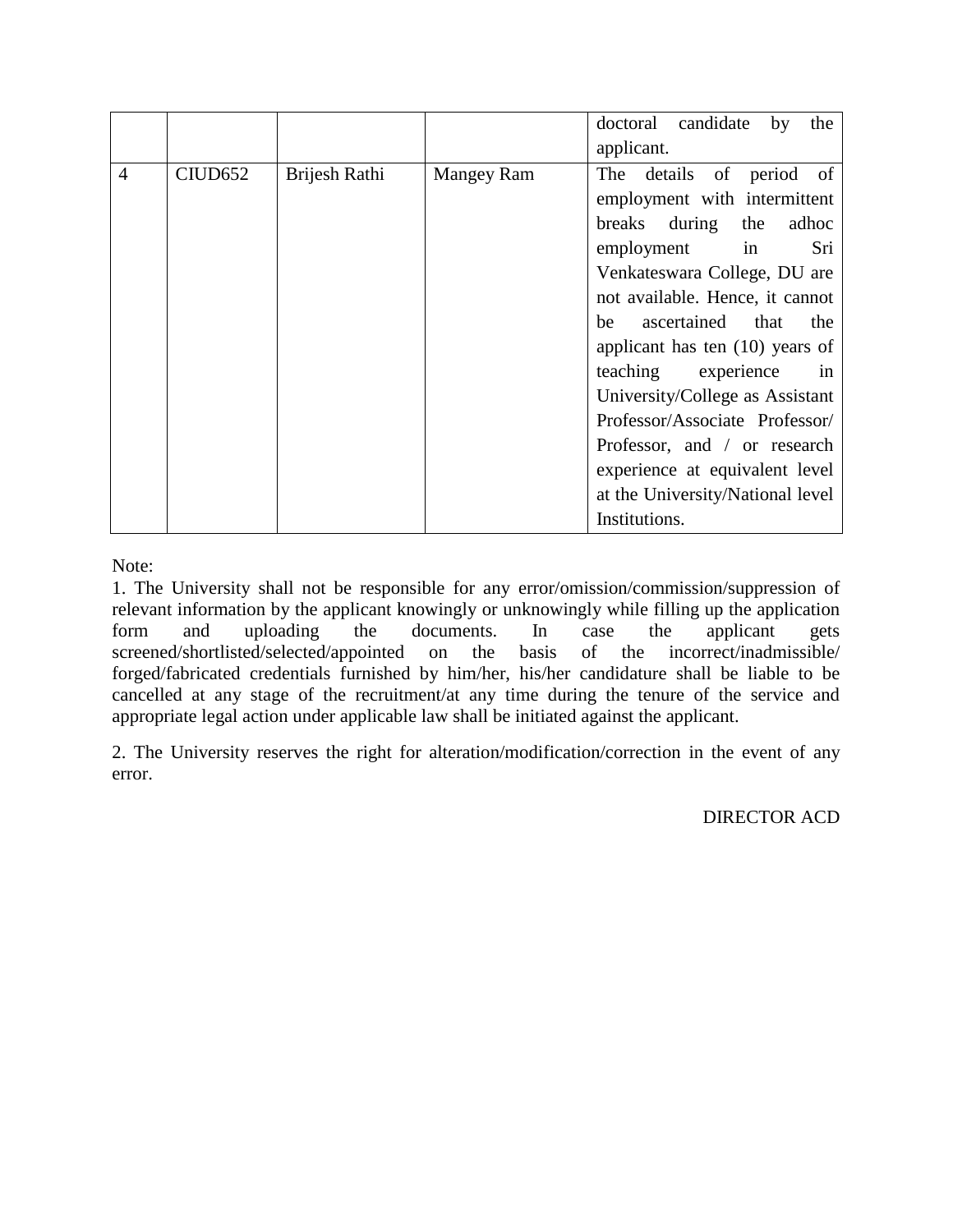| | | | | |
|---|---|---|---|---|
| | | | | doctoral candidate by the applicant. |
| 4 | CIUD652 | Brijesh Rathi | Mangey Ram | The details of period of employment with intermittent breaks during the adhoc employment in Sri Venkateswara College, DU are not available. Hence, it cannot be ascertained that the applicant has ten (10) years of teaching experience in University/College as Assistant Professor/Associate Professor/ Professor, and / or research experience at equivalent level at the University/National level Institutions. |

Note:

1. The University shall not be responsible for any error/omission/commission/suppression of relevant information by the applicant knowingly or unknowingly while filling up the application form and uploading the documents. In case the applicant gets screened/shortlisted/selected/appointed on the basis of the incorrect/inadmissible/ forged/fabricated credentials furnished by him/her, his/her candidature shall be liable to be cancelled at any stage of the recruitment/at any time during the tenure of the service and appropriate legal action under applicable law shall be initiated against the applicant.

2. The University reserves the right for alteration/modification/correction in the event of any error.

DIRECTOR ACD